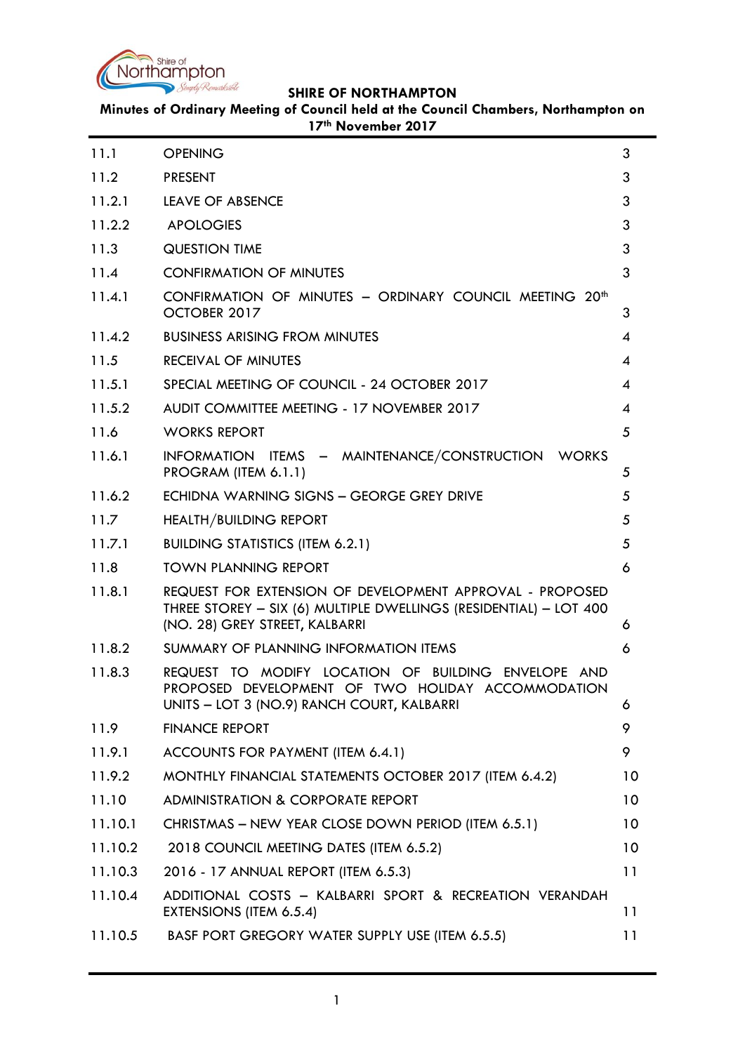**SHIRE OF NORTHAMPTON**

**Minutes of Ordinary Meeting of Council held at the Council Chambers, Northampton on 17th November 2017**

| | | |
|---|---|---|
| 11.1 | OPENING | 3 |
| 11.2 | PRESENT | 3 |
| 11.2.1 | LEAVE OF ABSENCE | 3 |
| 11.2.2 | APOLOGIES | 3 |
| 11.3 | QUESTION TIME | 3 |
| 11.4 | CONFIRMATION OF MINUTES | 3 |
| 11.4.1 | CONFIRMATION OF MINUTES – ORDINARY COUNCIL MEETING 20th OCTOBER 2017 | 3 |
| 11.4.2 | BUSINESS ARISING FROM MINUTES | 4 |
| 11.5 | RECEIVAL OF MINUTES | 4 |
| 11.5.1 | SPECIAL MEETING OF COUNCIL - 24 OCTOBER 2017 | 4 |
| 11.5.2 | AUDIT COMMITTEE MEETING - 17 NOVEMBER 2017 | 4 |
| 11.6 | WORKS REPORT | 5 |
| 11.6.1 | INFORMATION ITEMS – MAINTENANCE/CONSTRUCTION WORKS PROGRAM (ITEM 6.1.1) | 5 |
| 11.6.2 | ECHIDNA WARNING SIGNS – GEORGE GREY DRIVE | 5 |
| 11.7 | HEALTH/BUILDING REPORT | 5 |
| 11.7.1 | BUILDING STATISTICS (ITEM 6.2.1) | 5 |
| 11.8 | TOWN PLANNING REPORT | 6 |
| 11.8.1 | REQUEST FOR EXTENSION OF DEVELOPMENT APPROVAL - PROPOSED THREE STOREY – SIX (6) MULTIPLE DWELLINGS (RESIDENTIAL) – LOT 400 (NO. 28) GREY STREET, KALBARRI | 6 |
| 11.8.2 | SUMMARY OF PLANNING INFORMATION ITEMS | 6 |
| 11.8.3 | REQUEST TO MODIFY LOCATION OF BUILDING ENVELOPE AND PROPOSED DEVELOPMENT OF TWO HOLIDAY ACCOMMODATION UNITS – LOT 3 (NO.9) RANCH COURT, KALBARRI | 6 |
| 11.9 | FINANCE REPORT | 9 |
| 11.9.1 | ACCOUNTS FOR PAYMENT (ITEM 6.4.1) | 9 |
| 11.9.2 | MONTHLY FINANCIAL STATEMENTS OCTOBER 2017 (ITEM 6.4.2) | 10 |
| 11.10 | ADMINISTRATION & CORPORATE REPORT | 10 |
| 11.10.1 | CHRISTMAS – NEW YEAR CLOSE DOWN PERIOD (ITEM 6.5.1) | 10 |
| 11.10.2 | 2018 COUNCIL MEETING DATES (ITEM 6.5.2) | 10 |
| 11.10.3 | 2016 - 17 ANNUAL REPORT (ITEM 6.5.3) | 11 |
| 11.10.4 | ADDITIONAL COSTS – KALBARRI SPORT & RECREATION VERANDAH EXTENSIONS (ITEM 6.5.4) | 11 |
| 11.10.5 | BASF PORT GREGORY WATER SUPPLY USE (ITEM 6.5.5) | 11 |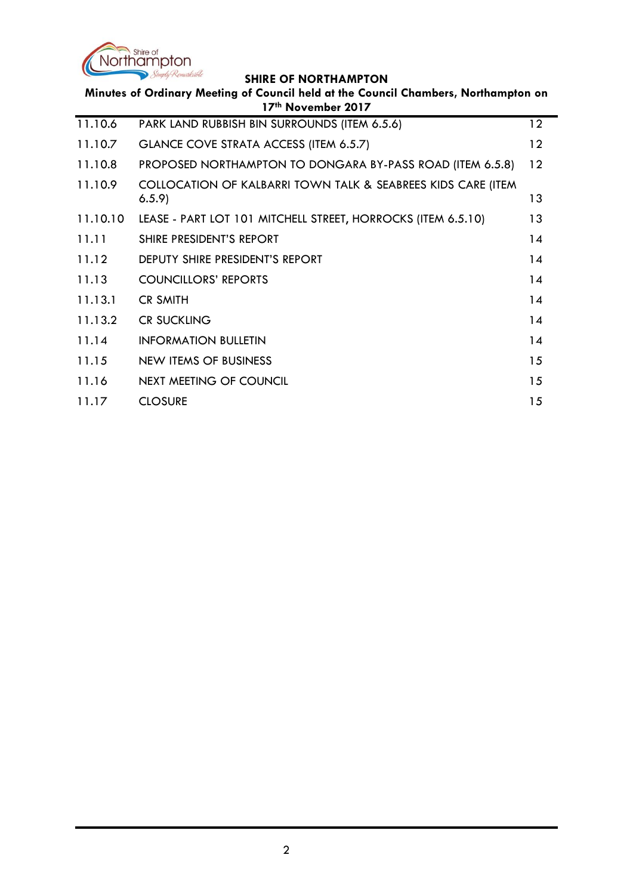| | | |
|---|---|---|
| 11.10.6 | PARK LAND RUBBISH BIN SURROUNDS (ITEM 6.5.6) | 12 |
| 11.10.7 | GLANCE COVE STRATA ACCESS (ITEM 6.5.7) | 12 |
| 11.10.8 | PROPOSED NORTHAMPTON TO DONGARA BY-PASS ROAD (ITEM 6.5.8) | 12 |
| 11.10.9 | COLLOCATION OF KALBARRI TOWN TALK & SEABREES KIDS CARE (ITEM 6.5.9) | 13 |
| 11.10.10 | LEASE - PART LOT 101 MITCHELL STREET, HORROCKS (ITEM 6.5.10) | 13 |
| 11.11 | SHIRE PRESIDENT'S REPORT | 14 |
| 11.12 | DEPUTY SHIRE PRESIDENT'S REPORT | 14 |
| 11.13 | COUNCILLORS' REPORTS | 14 |
| 11.13.1 | CR SMITH | 14 |
| 11.13.2 | CR SUCKLING | 14 |
| 11.14 | INFORMATION BULLETIN | 14 |
| 11.15 | NEW ITEMS OF BUSINESS | 15 |
| 11.16 | NEXT MEETING OF COUNCIL | 15 |
| 11.17 | CLOSURE | 15 |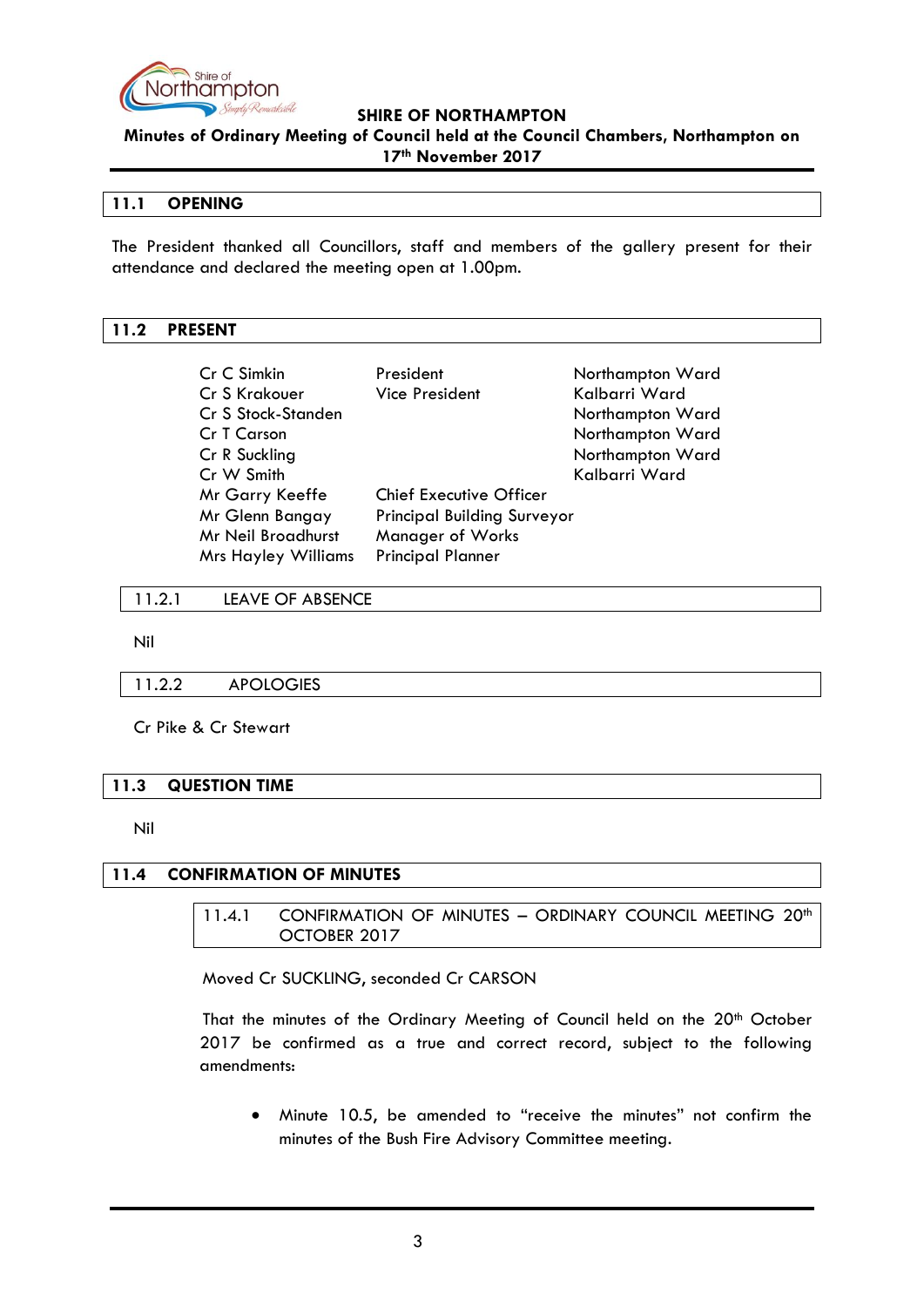## 11.1 OPENING

The President thanked all Councillors, staff and members of the gallery present for their attendance and declared the meeting open at 1.00pm.

## 11.2 PRESENT

| | | |
|---|---|---|
| Cr C Simkin | President | Northampton Ward |
| Cr S Krakouer | Vice President | Kalbarri Ward |
| Cr S Stock-Standen | | Northampton Ward |
| Cr T Carson | | Northampton Ward |
| Cr R Suckling | | Northampton Ward |
| Cr W Smith | | Kalbarri Ward |
| Mr Garry Keeffe | Chief Executive Officer | |
| Mr Glenn Bangay | Principal Building Surveyor | |
| Mr Neil Broadhurst | Manager of Works | |
| Mrs Hayley Williams | Principal Planner | |

### 11.2.1 LEAVE OF ABSENCE

Nil

### 11.2.2 APOLOGIES

Cr Pike & Cr Stewart

## 11.3 QUESTION TIME

Nil

## 11.4 CONFIRMATION OF MINUTES

### 11.4.1 CONFIRMATION OF MINUTES – ORDINARY COUNCIL MEETING 20th OCTOBER 2017

Moved Cr SUCKLING, seconded Cr CARSON

That the minutes of the Ordinary Meeting of Council held on the 20th October 2017 be confirmed as a true and correct record, subject to the following amendments:

- Minute 10.5, be amended to "receive the minutes" not confirm the minutes of the Bush Fire Advisory Committee meeting.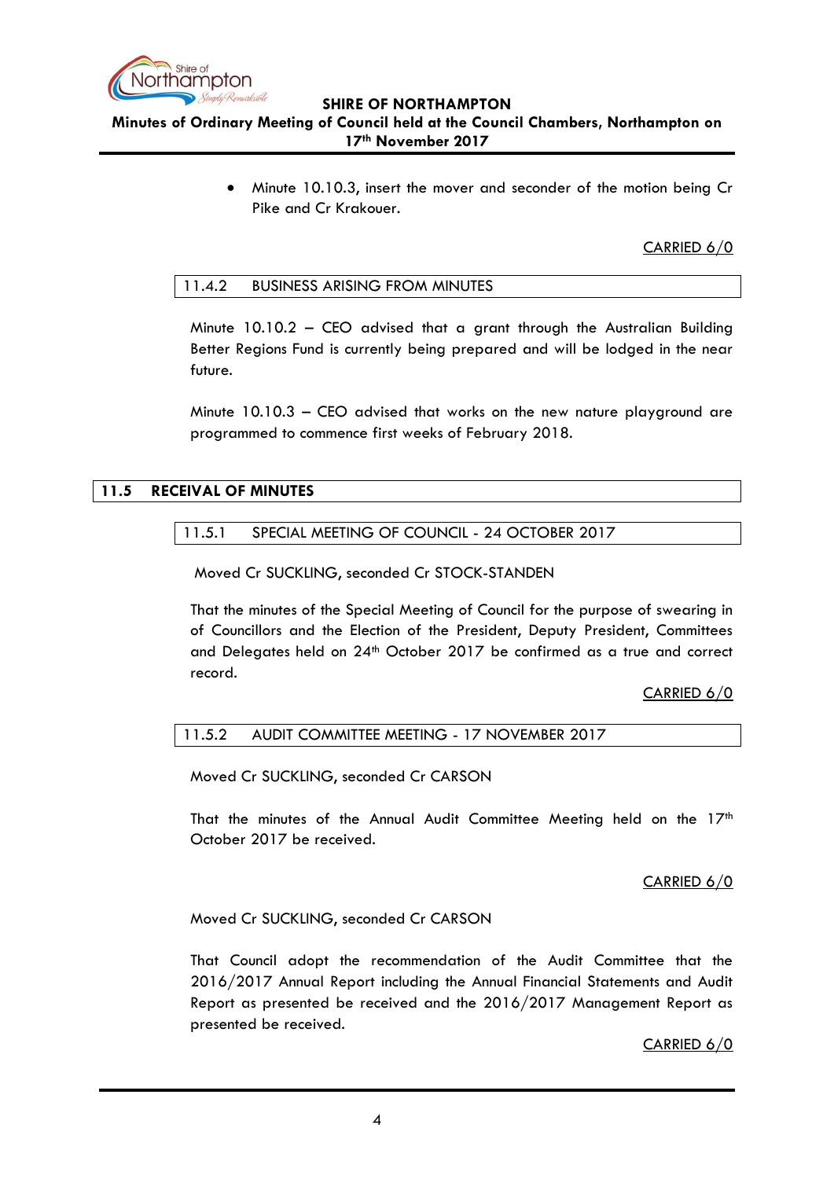- Minute 10.10.3, insert the mover and seconder of the motion being Cr Pike and Cr Krakouer.

CARRIED 6/0

### 11.4.2 BUSINESS ARISING FROM MINUTES

Minute 10.10.2 – CEO advised that a grant through the Australian Building Better Regions Fund is currently being prepared and will be lodged in the near future.

Minute 10.10.3 – CEO advised that works on the new nature playground are programmed to commence first weeks of February 2018.

## 11.5 RECEIVAL OF MINUTES

### 11.5.1 SPECIAL MEETING OF COUNCIL - 24 OCTOBER 2017

Moved Cr SUCKLING, seconded Cr STOCK-STANDEN

That the minutes of the Special Meeting of Council for the purpose of swearing in of Councillors and the Election of the President, Deputy President, Committees and Delegates held on 24th October 2017 be confirmed as a true and correct record.

CARRIED 6/0

### 11.5.2 AUDIT COMMITTEE MEETING - 17 NOVEMBER 2017

Moved Cr SUCKLING, seconded Cr CARSON

That the minutes of the Annual Audit Committee Meeting held on the 17th October 2017 be received.

CARRIED 6/0

Moved Cr SUCKLING, seconded Cr CARSON

That Council adopt the recommendation of the Audit Committee that the 2016/2017 Annual Report including the Annual Financial Statements and Audit Report as presented be received and the 2016/2017 Management Report as presented be received.

CARRIED 6/0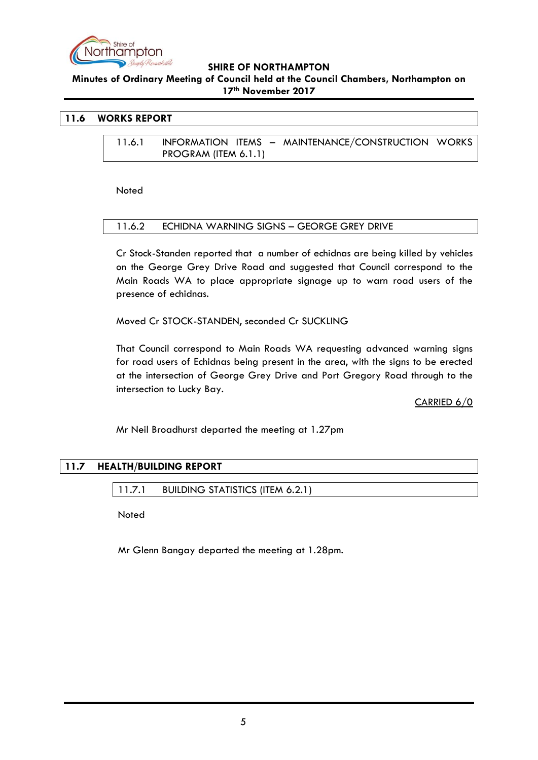## 11.6 WORKS REPORT

### 11.6.1 INFORMATION ITEMS – MAINTENANCE/CONSTRUCTION WORKS PROGRAM (ITEM 6.1.1)

Noted

### 11.6.2 ECHIDNA WARNING SIGNS – GEORGE GREY DRIVE

Cr Stock-Standen reported that a number of echidnas are being killed by vehicles on the George Grey Drive Road and suggested that Council correspond to the Main Roads WA to place appropriate signage up to warn road users of the presence of echidnas.

Moved Cr STOCK-STANDEN, seconded Cr SUCKLING

That Council correspond to Main Roads WA requesting advanced warning signs for road users of Echidnas being present in the area, with the signs to be erected at the intersection of George Grey Drive and Port Gregory Road through to the intersection to Lucky Bay.

CARRIED 6/0

Mr Neil Broadhurst departed the meeting at 1.27pm

## 11.7 HEALTH/BUILDING REPORT

### 11.7.1 BUILDING STATISTICS (ITEM 6.2.1)

Noted

Mr Glenn Bangay departed the meeting at 1.28pm.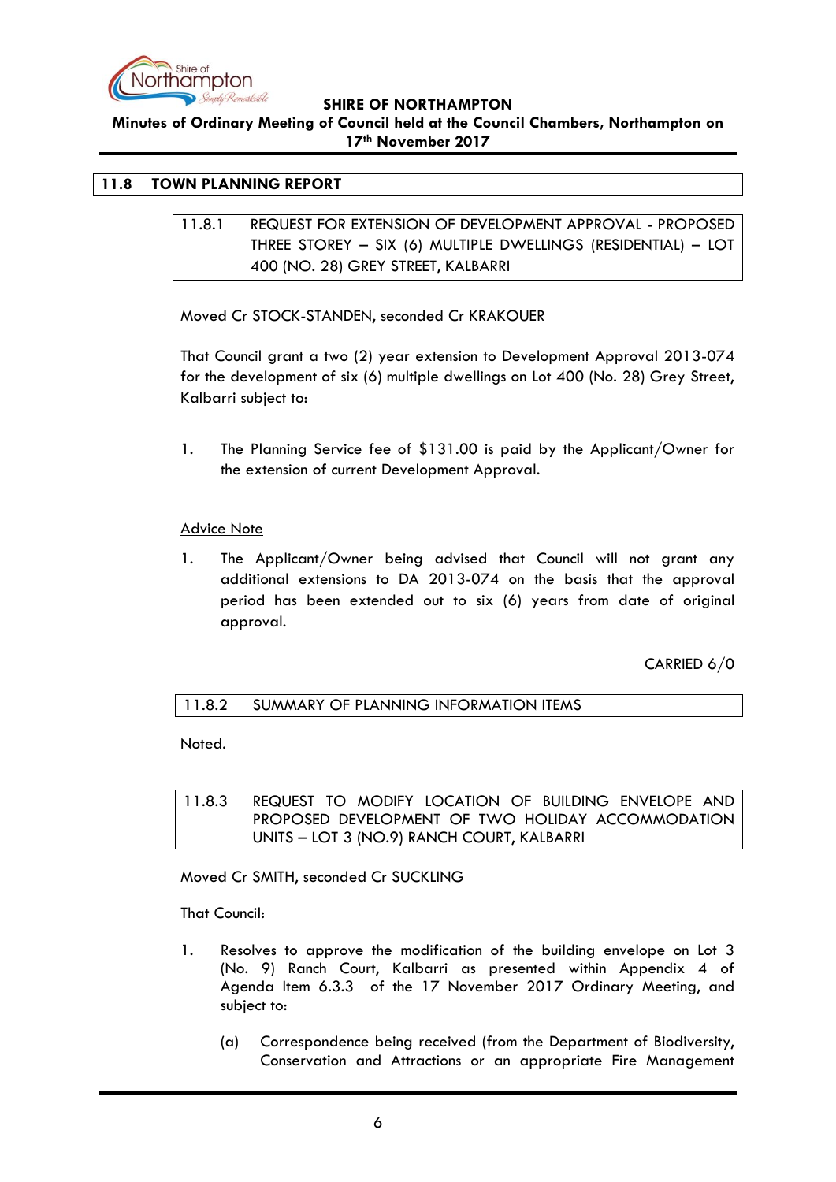## 11.8 TOWN PLANNING REPORT

### 11.8.1 REQUEST FOR EXTENSION OF DEVELOPMENT APPROVAL - PROPOSED THREE STOREY – SIX (6) MULTIPLE DWELLINGS (RESIDENTIAL) – LOT 400 (NO. 28) GREY STREET, KALBARRI

Moved Cr STOCK-STANDEN, seconded Cr KRAKOUER

That Council grant a two (2) year extension to Development Approval 2013-074 for the development of six (6) multiple dwellings on Lot 400 (No. 28) Grey Street, Kalbarri subject to:

1. The Planning Service fee of $131.00 is paid by the Applicant/Owner for the extension of current Development Approval.

<u>Advice Note</u>

1. The Applicant/Owner being advised that Council will not grant any additional extensions to DA 2013-074 on the basis that the approval period has been extended out to six (6) years from date of original approval.

<u>CARRIED 6/0</u>

### 11.8.2 SUMMARY OF PLANNING INFORMATION ITEMS

Noted.

### 11.8.3 REQUEST TO MODIFY LOCATION OF BUILDING ENVELOPE AND PROPOSED DEVELOPMENT OF TWO HOLIDAY ACCOMMODATION UNITS – LOT 3 (NO.9) RANCH COURT, KALBARRI

Moved Cr SMITH, seconded Cr SUCKLING

That Council:

1. Resolves to approve the modification of the building envelope on Lot 3 (No. 9) Ranch Court, Kalbarri as presented within Appendix 4 of Agenda Item 6.3.3 of the 17 November 2017 Ordinary Meeting, and subject to:

   (a) Correspondence being received (from the Department of Biodiversity, Conservation and Attractions or an appropriate Fire Management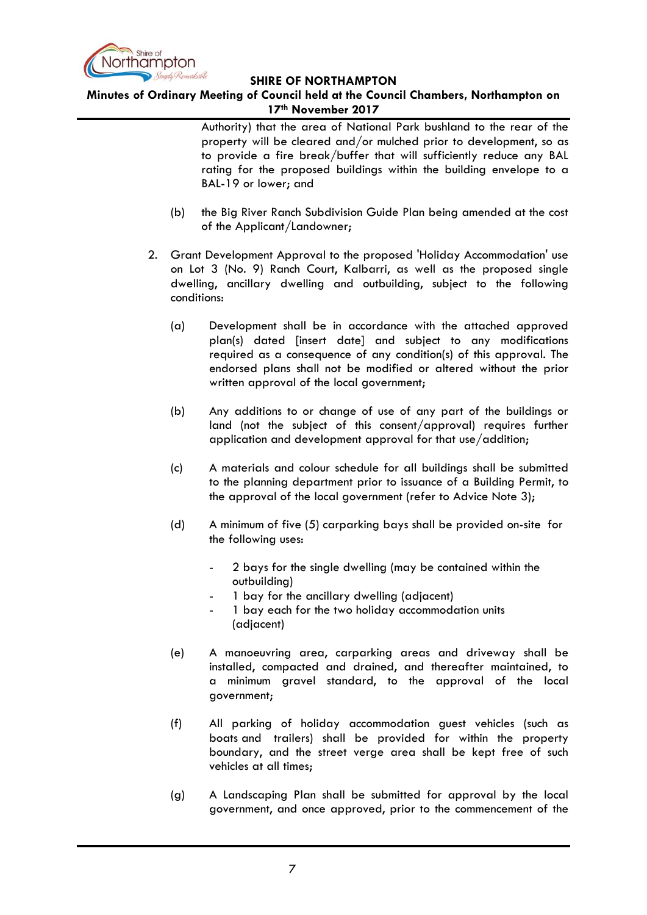Authority) that the area of National Park bushland to the rear of the property will be cleared and/or mulched prior to development, so as to provide a fire break/buffer that will sufficiently reduce any BAL rating for the proposed buildings within the building envelope to a BAL-19 or lower; and

(b) the Big River Ranch Subdivision Guide Plan being amended at the cost of the Applicant/Landowner;

2. Grant Development Approval to the proposed 'Holiday Accommodation' use on Lot 3 (No. 9) Ranch Court, Kalbarri, as well as the proposed single dwelling, ancillary dwelling and outbuilding, subject to the following conditions:

   (a) Development shall be in accordance with the attached approved plan(s) dated [insert date] and subject to any modifications required as a consequence of any condition(s) of this approval. The endorsed plans shall not be modified or altered without the prior written approval of the local government;

   (b) Any additions to or change of use of any part of the buildings or land (not the subject of this consent/approval) requires further application and development approval for that use/addition;

   (c) A materials and colour schedule for all buildings shall be submitted to the planning department prior to issuance of a Building Permit, to the approval of the local government (refer to Advice Note 3);

   (d) A minimum of five (5) carparking bays shall be provided on-site for the following uses:

      - 2 bays for the single dwelling (may be contained within the outbuilding)
      - 1 bay for the ancillary dwelling (adjacent)
      - 1 bay each for the two holiday accommodation units (adjacent)

   (e) A manoeuvring area, carparking areas and driveway shall be installed, compacted and drained, and thereafter maintained, to a minimum gravel standard, to the approval of the local government;

   (f) All parking of holiday accommodation guest vehicles (such as boats and trailers) shall be provided for within the property boundary, and the street verge area shall be kept free of such vehicles at all times;

   (g) A Landscaping Plan shall be submitted for approval by the local government, and once approved, prior to the commencement of the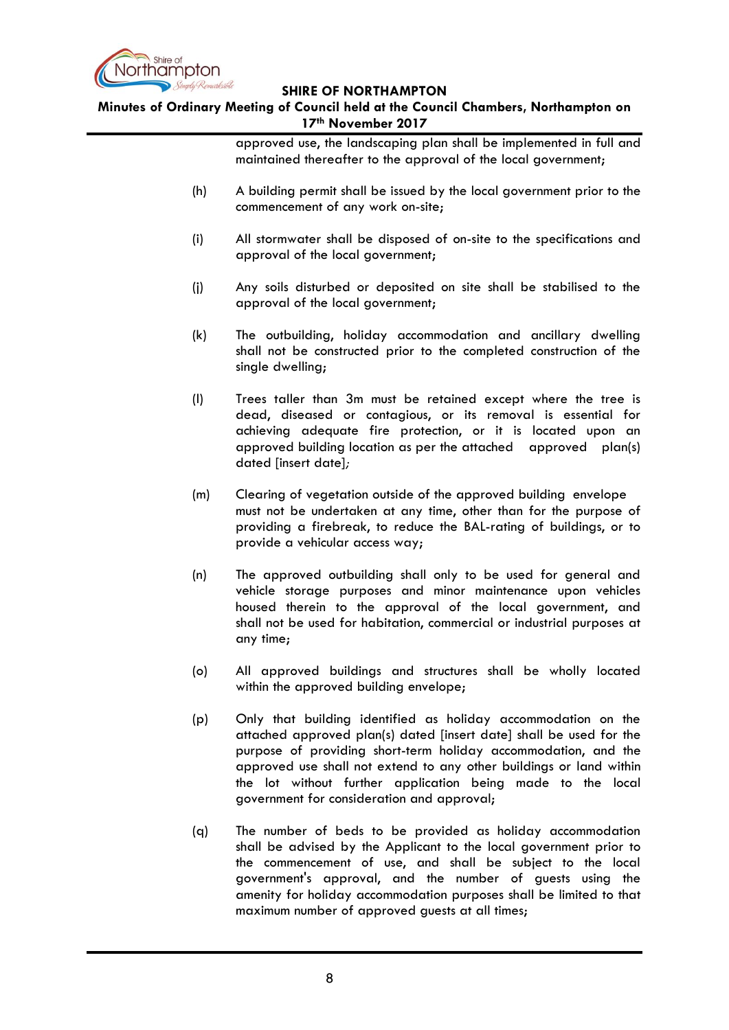approved use, the landscaping plan shall be implemented in full and maintained thereafter to the approval of the local government;

(h) A building permit shall be issued by the local government prior to the commencement of any work on-site;

(i) All stormwater shall be disposed of on-site to the specifications and approval of the local government;

(j) Any soils disturbed or deposited on site shall be stabilised to the approval of the local government;

(k) The outbuilding, holiday accommodation and ancillary dwelling shall not be constructed prior to the completed construction of the single dwelling;

(l) Trees taller than 3m must be retained except where the tree is dead, diseased or contagious, or its removal is essential for achieving adequate fire protection, or it is located upon an approved building location as per the attached approved plan(s) dated [insert date];

(m) Clearing of vegetation outside of the approved building envelope must not be undertaken at any time, other than for the purpose of providing a firebreak, to reduce the BAL-rating of buildings, or to provide a vehicular access way;

(n) The approved outbuilding shall only to be used for general and vehicle storage purposes and minor maintenance upon vehicles housed therein to the approval of the local government, and shall not be used for habitation, commercial or industrial purposes at any time;

(o) All approved buildings and structures shall be wholly located within the approved building envelope;

(p) Only that building identified as holiday accommodation on the attached approved plan(s) dated [insert date] shall be used for the purpose of providing short-term holiday accommodation, and the approved use shall not extend to any other buildings or land within the lot without further application being made to the local government for consideration and approval;

(q) The number of beds to be provided as holiday accommodation shall be advised by the Applicant to the local government prior to the commencement of use, and shall be subject to the local government's approval, and the number of guests using the amenity for holiday accommodation purposes shall be limited to that maximum number of approved guests at all times;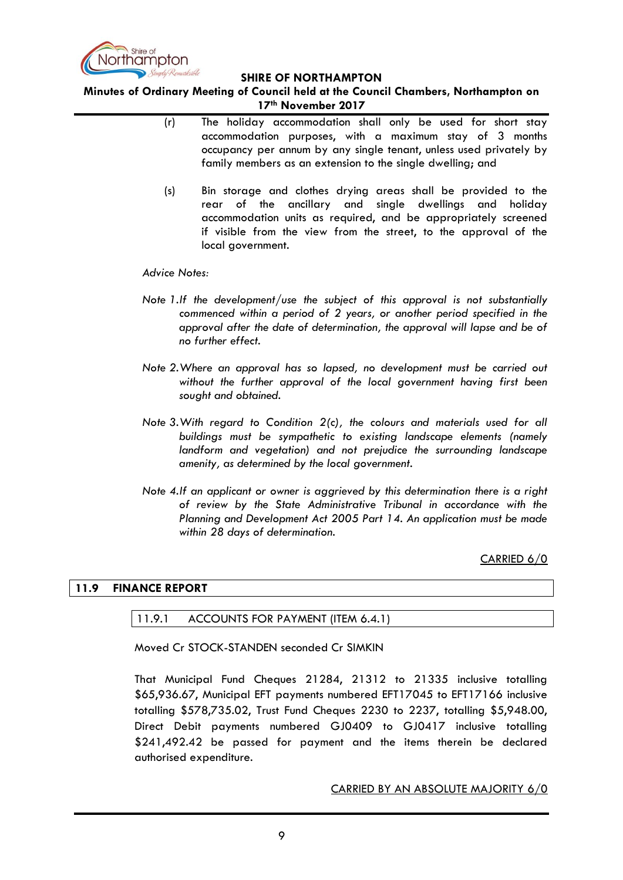(r) The holiday accommodation shall only be used for short stay accommodation purposes, with a maximum stay of 3 months occupancy per annum by any single tenant, unless used privately by family members as an extension to the single dwelling; and

(s) Bin storage and clothes drying areas shall be provided to the rear of the ancillary and single dwellings and holiday accommodation units as required, and be appropriately screened if visible from the view from the street, to the approval of the local government.

*Advice Notes:*

*Note 1. If the development/use the subject of this approval is not substantially commenced within a period of 2 years, or another period specified in the approval after the date of determination, the approval will lapse and be of no further effect.*

*Note 2. Where an approval has so lapsed, no development must be carried out without the further approval of the local government having first been sought and obtained.*

*Note 3. With regard to Condition 2(c), the colours and materials used for all buildings must be sympathetic to existing landscape elements (namely landform and vegetation) and not prejudice the surrounding landscape amenity, as determined by the local government.*

*Note 4. If an applicant or owner is aggrieved by this determination there is a right of review by the State Administrative Tribunal in accordance with the Planning and Development Act 2005 Part 14. An application must be made within 28 days of determination.*

CARRIED 6/0

## 11.9 FINANCE REPORT

### 11.9.1 ACCOUNTS FOR PAYMENT (ITEM 6.4.1)

Moved Cr STOCK-STANDEN seconded Cr SIMKIN

That Municipal Fund Cheques 21284, 21312 to 21335 inclusive totalling $65,936.67, Municipal EFT payments numbered EFT17045 to EFT17166 inclusive totalling $578,735.02, Trust Fund Cheques 2230 to 2237, totalling $5,948.00, Direct Debit payments numbered GJ0409 to GJ0417 inclusive totalling $241,492.42 be passed for payment and the items therein be declared authorised expenditure.

CARRIED BY AN ABSOLUTE MAJORITY 6/0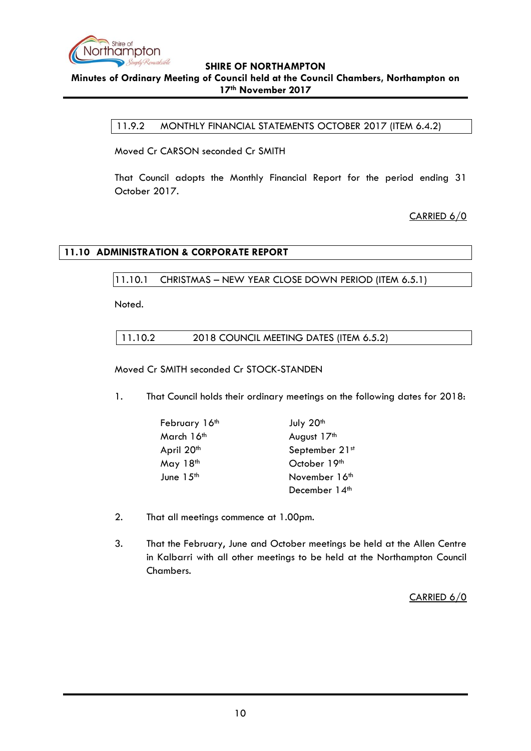### 11.9.2 MONTHLY FINANCIAL STATEMENTS OCTOBER 2017 (ITEM 6.4.2)

Moved Cr CARSON seconded Cr SMITH

That Council adopts the Monthly Financial Report for the period ending 31 October 2017.

CARRIED 6/0

## 11.10 ADMINISTRATION & CORPORATE REPORT

### 11.10.1 CHRISTMAS – NEW YEAR CLOSE DOWN PERIOD (ITEM 6.5.1)

Noted.

### 11.10.2 2018 COUNCIL MEETING DATES (ITEM 6.5.2)

Moved Cr SMITH seconded Cr STOCK-STANDEN

1. That Council holds their ordinary meetings on the following dates for 2018:

   February 16th
   March 16th
   April 20th
   May 18th
   June 15th
   July 20th
   August 17th
   September 21st
   October 19th
   November 16th
   December 14th

2. That all meetings commence at 1.00pm.

3. That the February, June and October meetings be held at the Allen Centre in Kalbarri with all other meetings to be held at the Northampton Council Chambers.

CARRIED 6/0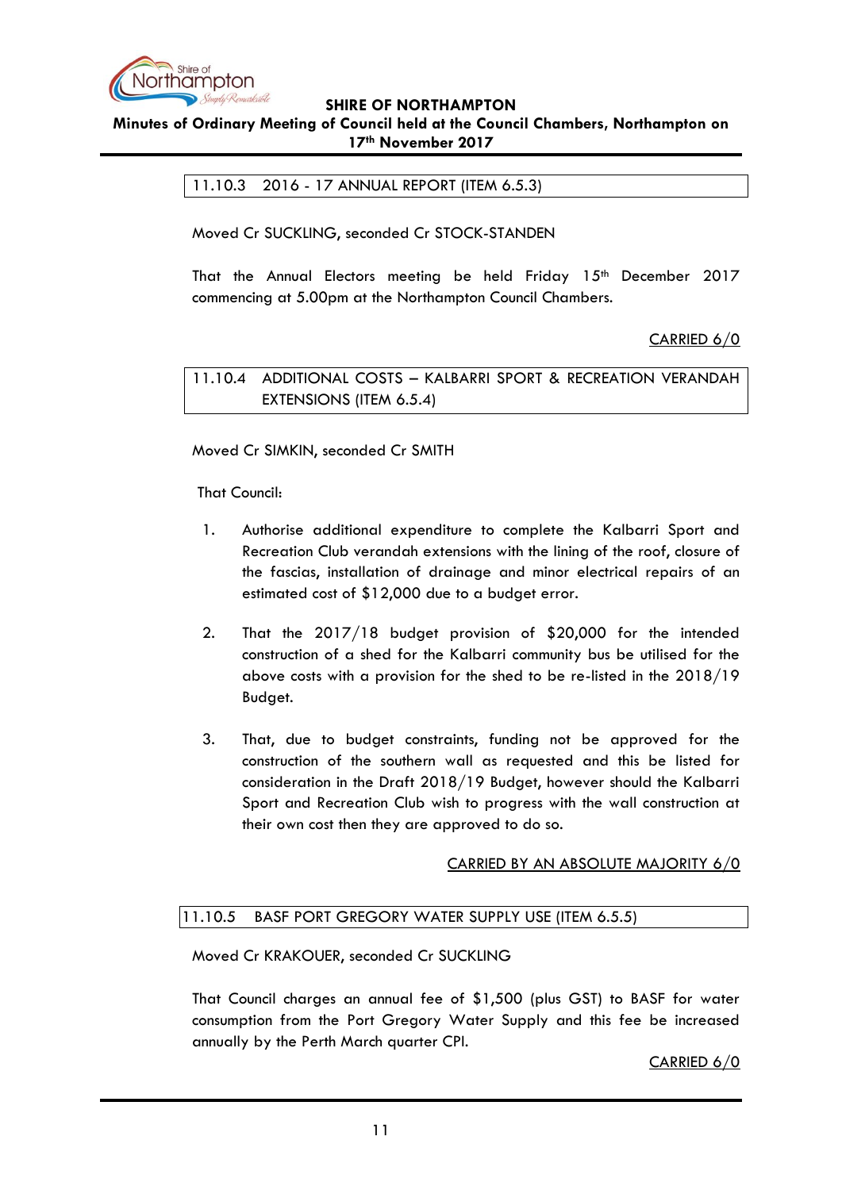### 11.10.3 2016 - 17 ANNUAL REPORT (ITEM 6.5.3)

Moved Cr SUCKLING, seconded Cr STOCK-STANDEN

That the Annual Electors meeting be held Friday 15th December 2017 commencing at 5.00pm at the Northampton Council Chambers.

CARRIED 6/0

### 11.10.4 ADDITIONAL COSTS – KALBARRI SPORT & RECREATION VERANDAH EXTENSIONS (ITEM 6.5.4)

Moved Cr SIMKIN, seconded Cr SMITH

That Council:

1. Authorise additional expenditure to complete the Kalbarri Sport and Recreation Club verandah extensions with the lining of the roof, closure of the fascias, installation of drainage and minor electrical repairs of an estimated cost of $12,000 due to a budget error.

2. That the 2017/18 budget provision of $20,000 for the intended construction of a shed for the Kalbarri community bus be utilised for the above costs with a provision for the shed to be re-listed in the 2018/19 Budget.

3. That, due to budget constraints, funding not be approved for the construction of the southern wall as requested and this be listed for consideration in the Draft 2018/19 Budget, however should the Kalbarri Sport and Recreation Club wish to progress with the wall construction at their own cost then they are approved to do so.

CARRIED BY AN ABSOLUTE MAJORITY 6/0

### 11.10.5 BASF PORT GREGORY WATER SUPPLY USE (ITEM 6.5.5)

Moved Cr KRAKOUER, seconded Cr SUCKLING

That Council charges an annual fee of $1,500 (plus GST) to BASF for water consumption from the Port Gregory Water Supply and this fee be increased annually by the Perth March quarter CPI.

CARRIED 6/0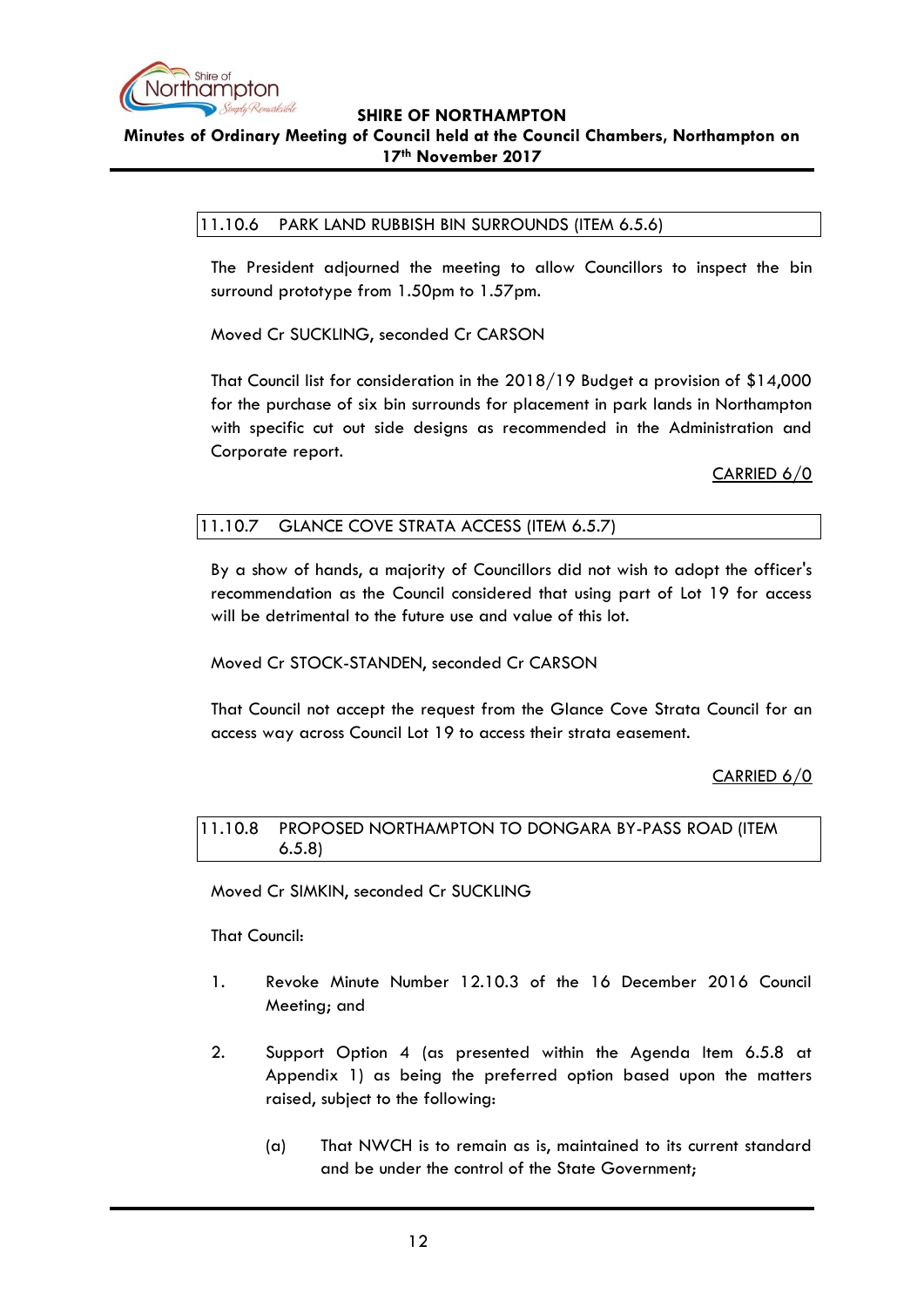### 11.10.6 PARK LAND RUBBISH BIN SURROUNDS (ITEM 6.5.6)

The President adjourned the meeting to allow Councillors to inspect the bin surround prototype from 1.50pm to 1.57pm.

Moved Cr SUCKLING, seconded Cr CARSON

That Council list for consideration in the 2018/19 Budget a provision of $14,000 for the purchase of six bin surrounds for placement in park lands in Northampton with specific cut out side designs as recommended in the Administration and Corporate report.

<u>CARRIED 6/0</u>

### 11.10.7 GLANCE COVE STRATA ACCESS (ITEM 6.5.7)

By a show of hands, a majority of Councillors did not wish to adopt the officer's recommendation as the Council considered that using part of Lot 19 for access will be detrimental to the future use and value of this lot.

Moved Cr STOCK-STANDEN, seconded Cr CARSON

That Council not accept the request from the Glance Cove Strata Council for an access way across Council Lot 19 to access their strata easement.

<u>CARRIED 6/0</u>

### 11.10.8 PROPOSED NORTHAMPTON TO DONGARA BY-PASS ROAD (ITEM 6.5.8)

Moved Cr SIMKIN, seconded Cr SUCKLING

That Council:

1. Revoke Minute Number 12.10.3 of the 16 December 2016 Council Meeting; and

2. Support Option 4 (as presented within the Agenda Item 6.5.8 at Appendix 1) as being the preferred option based upon the matters raised, subject to the following:

    (a) That NWCH is to remain as is, maintained to its current standard and be under the control of the State Government;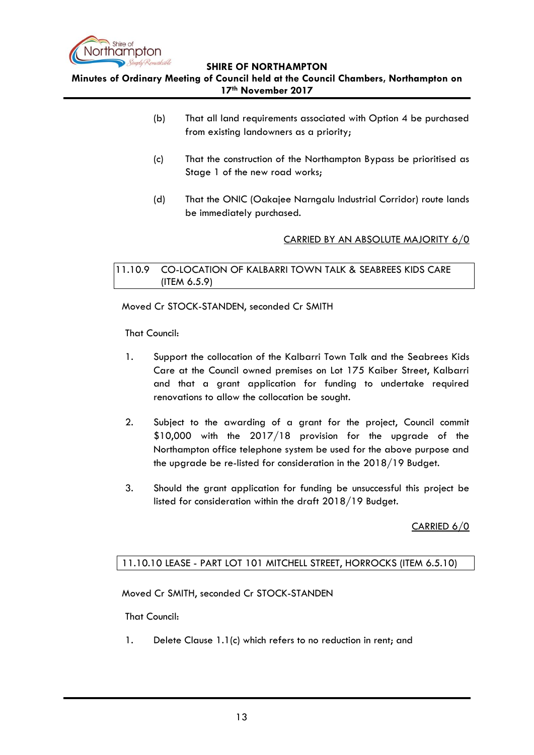(b) That all land requirements associated with Option 4 be purchased from existing landowners as a priority;

(c) That the construction of the Northampton Bypass be prioritised as Stage 1 of the new road works;

(d) That the ONIC (Oakajee Narngalu Industrial Corridor) route lands be immediately purchased.

CARRIED BY AN ABSOLUTE MAJORITY 6/0

## 11.10.9 CO-LOCATION OF KALBARRI TOWN TALK & SEABREES KIDS CARE (ITEM 6.5.9)

Moved Cr STOCK-STANDEN, seconded Cr SMITH

That Council:

1. Support the collocation of the Kalbarri Town Talk and the Seabrees Kids Care at the Council owned premises on Lot 175 Kaiber Street, Kalbarri and that a grant application for funding to undertake required renovations to allow the collocation be sought.

2. Subject to the awarding of a grant for the project, Council commit $10,000 with the 2017/18 provision for the upgrade of the Northampton office telephone system be used for the above purpose and the upgrade be re-listed for consideration in the 2018/19 Budget.

3. Should the grant application for funding be unsuccessful this project be listed for consideration within the draft 2018/19 Budget.

CARRIED 6/0

## 11.10.10 LEASE - PART LOT 101 MITCHELL STREET, HORROCKS (ITEM 6.5.10)

Moved Cr SMITH, seconded Cr STOCK-STANDEN

That Council:

1. Delete Clause 1.1(c) which refers to no reduction in rent; and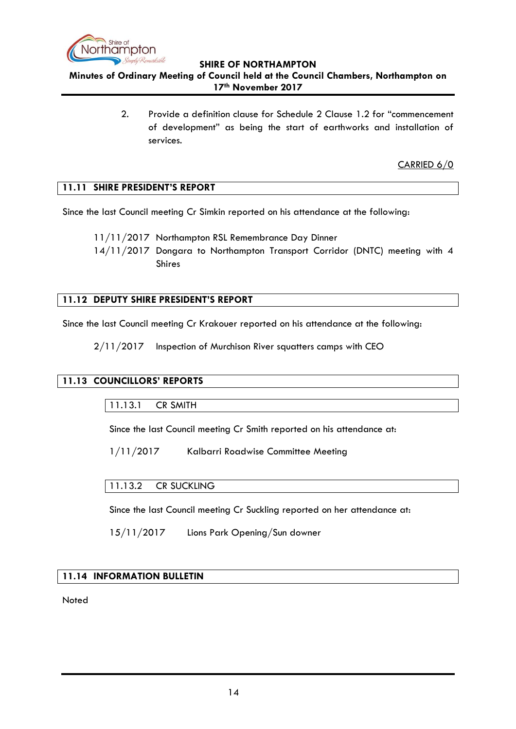2. Provide a definition clause for Schedule 2 Clause 1.2 for "commencement of development" as being the start of earthworks and installation of services.

CARRIED 6/0

## 11.11 SHIRE PRESIDENT'S REPORT

Since the last Council meeting Cr Simkin reported on his attendance at the following:

- 11/11/2017 Northampton RSL Remembrance Day Dinner
- 14/11/2017 Dongara to Northampton Transport Corridor (DNTC) meeting with 4 Shires

## 11.12 DEPUTY SHIRE PRESIDENT'S REPORT

Since the last Council meeting Cr Krakouer reported on his attendance at the following:

- 2/11/2017 Inspection of Murchison River squatters camps with CEO

## 11.13 COUNCILLORS' REPORTS

### 11.13.1 CR SMITH

Since the last Council meeting Cr Smith reported on his attendance at:

1/11/2017 Kalbarri Roadwise Committee Meeting

### 11.13.2 CR SUCKLING

Since the last Council meeting Cr Suckling reported on her attendance at:

15/11/2017 Lions Park Opening/Sun downer

## 11.14 INFORMATION BULLETIN

Noted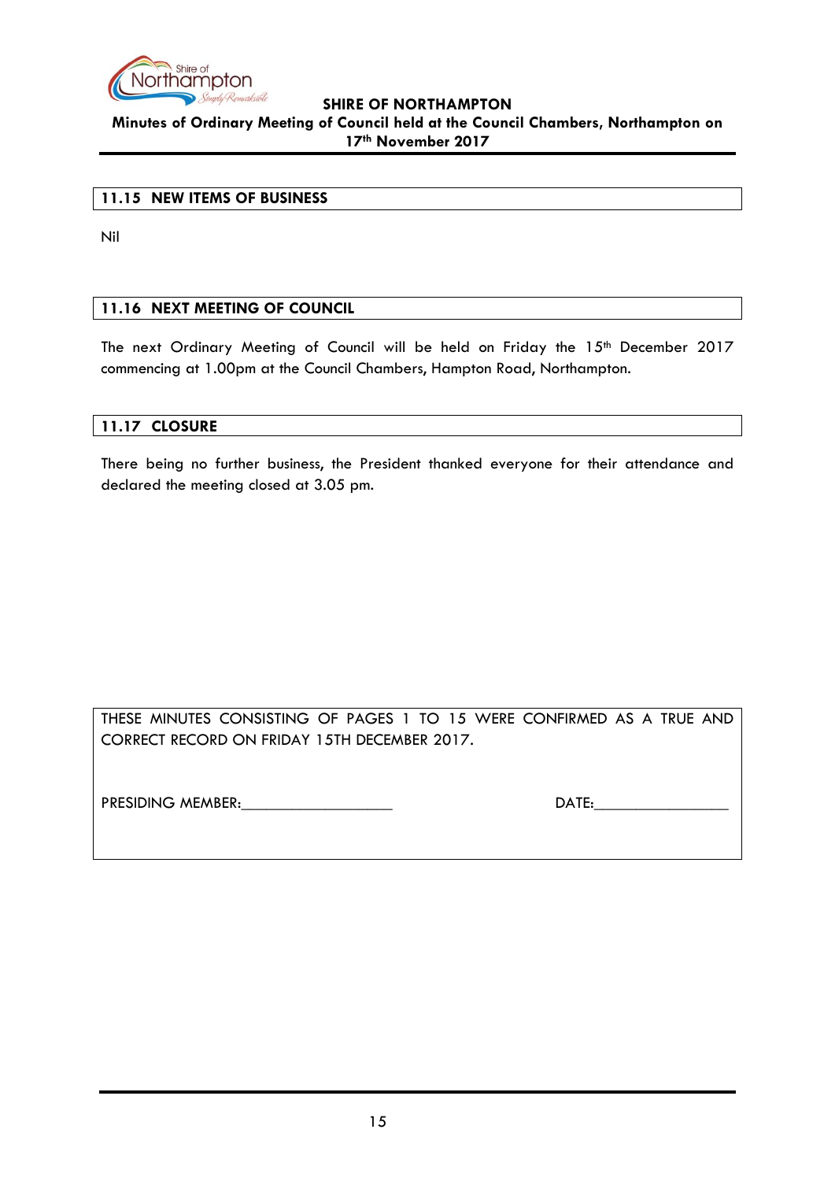## 11.15 NEW ITEMS OF BUSINESS

Nil

## 11.16 NEXT MEETING OF COUNCIL

The next Ordinary Meeting of Council will be held on Friday the 15th December 2017 commencing at 1.00pm at the Council Chambers, Hampton Road, Northampton.

## 11.17 CLOSURE

There being no further business, the President thanked everyone for their attendance and declared the meeting closed at 3.05 pm.

THESE MINUTES CONSISTING OF PAGES 1 TO 15 WERE CONFIRMED AS A TRUE AND CORRECT RECORD ON FRIDAY 15TH DECEMBER 2017.

PRESIDING MEMBER:__________________ DATE:________________